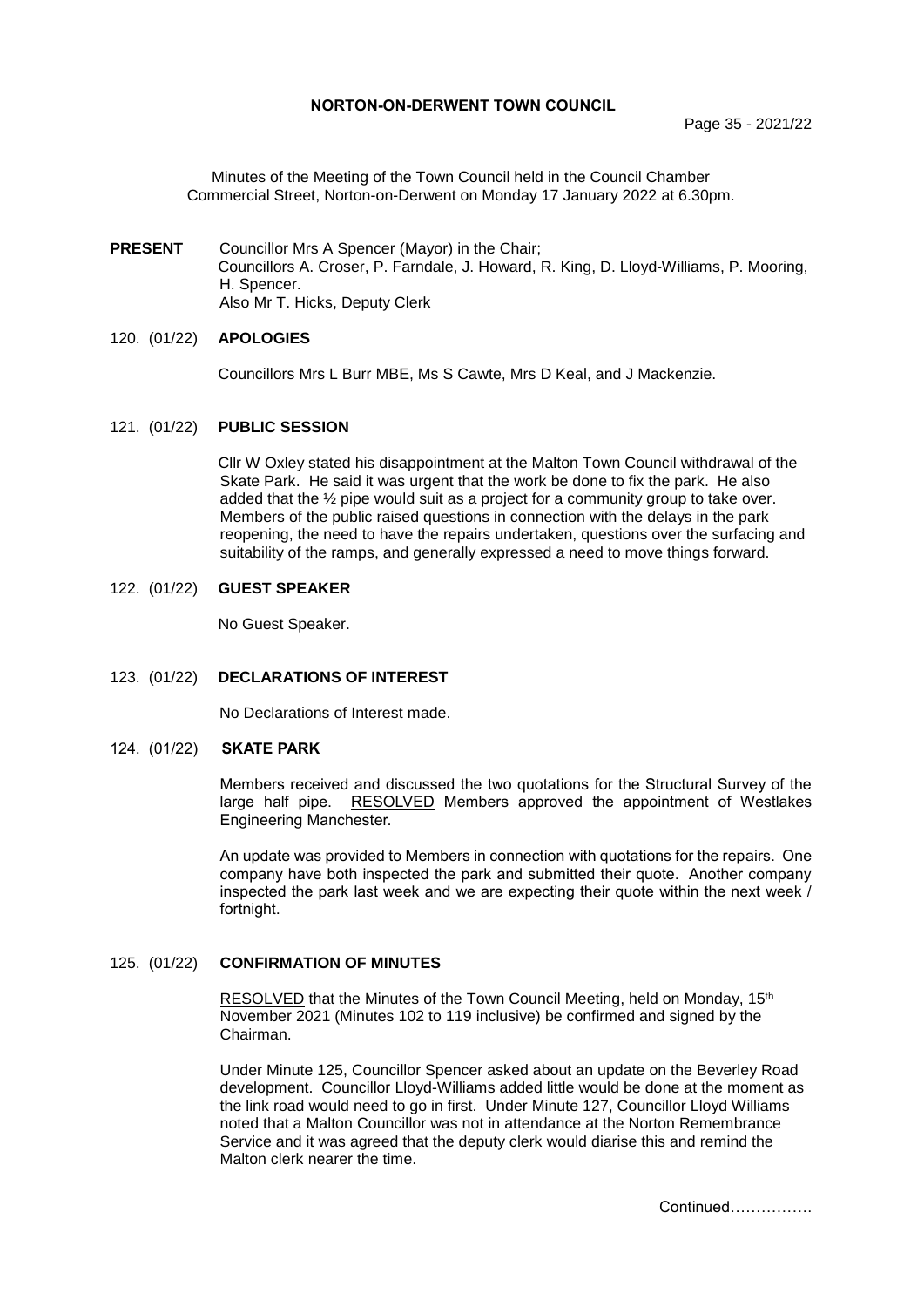# NORTON-ON-DERWENT TOWN COUNCIL

Minutes of the Meeting of the Town Council held in the Council Chamber Commercial Street, Norton-on-Derwent on Monday 17 January 2022 at 6.30pm.

**PRESENT** Councillor Mrs A Spencer (Mayor) in the Chair;
Councillors A. Croser, P. Farndale, J. Howard, R. King, D. Lloyd-Williams, P. Mooring, H. Spencer.
Also Mr T. Hicks, Deputy Clerk

## 120. (01/22) APOLOGIES

Councillors Mrs L Burr MBE, Ms S Cawte, Mrs D Keal, and J Mackenzie.

## 121. (01/22) PUBLIC SESSION

Cllr W Oxley stated his disappointment at the Malton Town Council withdrawal of the Skate Park. He said it was urgent that the work be done to fix the park. He also added that the ½ pipe would suit as a project for a community group to take over. Members of the public raised questions in connection with the delays in the park reopening, the need to have the repairs undertaken, questions over the surfacing and suitability of the ramps, and generally expressed a need to move things forward.

## 122. (01/22) GUEST SPEAKER

No Guest Speaker.

## 123. (01/22) DECLARATIONS OF INTEREST

No Declarations of Interest made.

## 124. (01/22) SKATE PARK

Members received and discussed the two quotations for the Structural Survey of the large half pipe. RESOLVED Members approved the appointment of Westlakes Engineering Manchester.

An update was provided to Members in connection with quotations for the repairs. One company have both inspected the park and submitted their quote. Another company inspected the park last week and we are expecting their quote within the next week / fortnight.

## 125. (01/22) CONFIRMATION OF MINUTES

RESOLVED that the Minutes of the Town Council Meeting, held on Monday, 15th November 2021 (Minutes 102 to 119 inclusive) be confirmed and signed by the Chairman.

Under Minute 125, Councillor Spencer asked about an update on the Beverley Road development. Councillor Lloyd-Williams added little would be done at the moment as the link road would need to go in first. Under Minute 127, Councillor Lloyd Williams noted that a Malton Councillor was not in attendance at the Norton Remembrance Service and it was agreed that the deputy clerk would diarise this and remind the Malton clerk nearer the time.

Continued…………….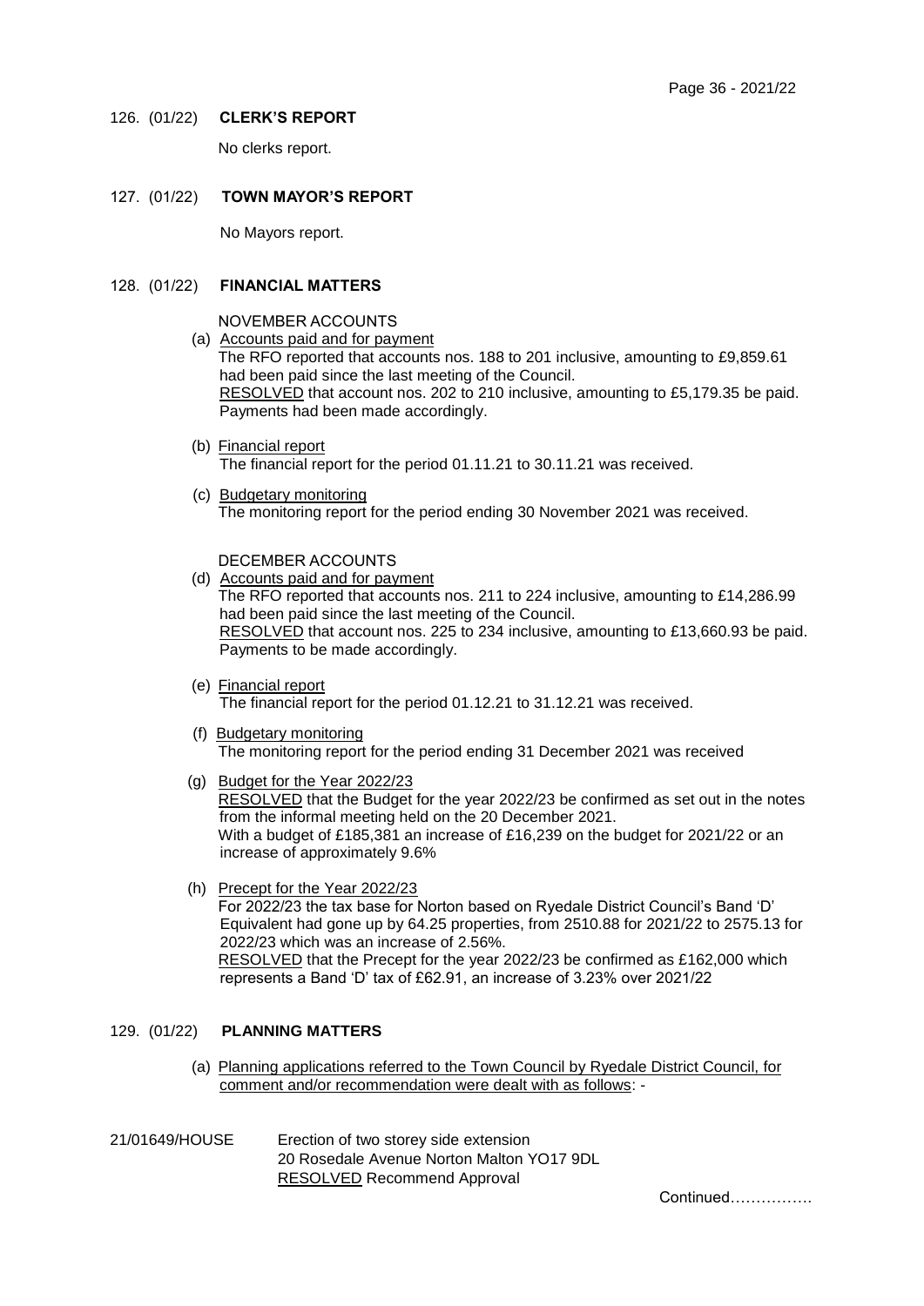## 126. (01/22) CLERK'S REPORT

No clerks report.

## 127. (01/22) TOWN MAYOR'S REPORT

No Mayors report.

## 128. (01/22) FINANCIAL MATTERS

NOVEMBER ACCOUNTS

(a) Accounts paid and for payment
The RFO reported that accounts nos. 188 to 201 inclusive, amounting to £9,859.61 had been paid since the last meeting of the Council.
RESOLVED that account nos. 202 to 210 inclusive, amounting to £5,179.35 be paid. Payments had been made accordingly.

(b) Financial report
The financial report for the period 01.11.21 to 30.11.21 was received.

(c) Budgetary monitoring
The monitoring report for the period ending 30 November 2021 was received.

DECEMBER ACCOUNTS

(d) Accounts paid and for payment
The RFO reported that accounts nos. 211 to 224 inclusive, amounting to £14,286.99 had been paid since the last meeting of the Council.
RESOLVED that account nos. 225 to 234 inclusive, amounting to £13,660.93 be paid. Payments to be made accordingly.

(e) Financial report
The financial report for the period 01.12.21 to 31.12.21 was received.

(f) Budgetary monitoring
The monitoring report for the period ending 31 December 2021 was received

(g) Budget for the Year 2022/23
RESOLVED that the Budget for the year 2022/23 be confirmed as set out in the notes from the informal meeting held on the 20 December 2021.
With a budget of £185,381 an increase of £16,239 on the budget for 2021/22 or an increase of approximately 9.6%

(h) Precept for the Year 2022/23
For 2022/23 the tax base for Norton based on Ryedale District Council's Band 'D' Equivalent had gone up by 64.25 properties, from 2510.88 for 2021/22 to 2575.13 for 2022/23 which was an increase of 2.56%.
RESOLVED that the Precept for the year 2022/23 be confirmed as £162,000 which represents a Band 'D' tax of £62.91, an increase of 3.23% over 2021/22

## 129. (01/22) PLANNING MATTERS

(a) Planning applications referred to the Town Council by Ryedale District Council, for comment and/or recommendation were dealt with as follows: -

21/01649/HOUSE Erection of two storey side extension
20 Rosedale Avenue Norton Malton YO17 9DL
RESOLVED Recommend Approval

Continued…………….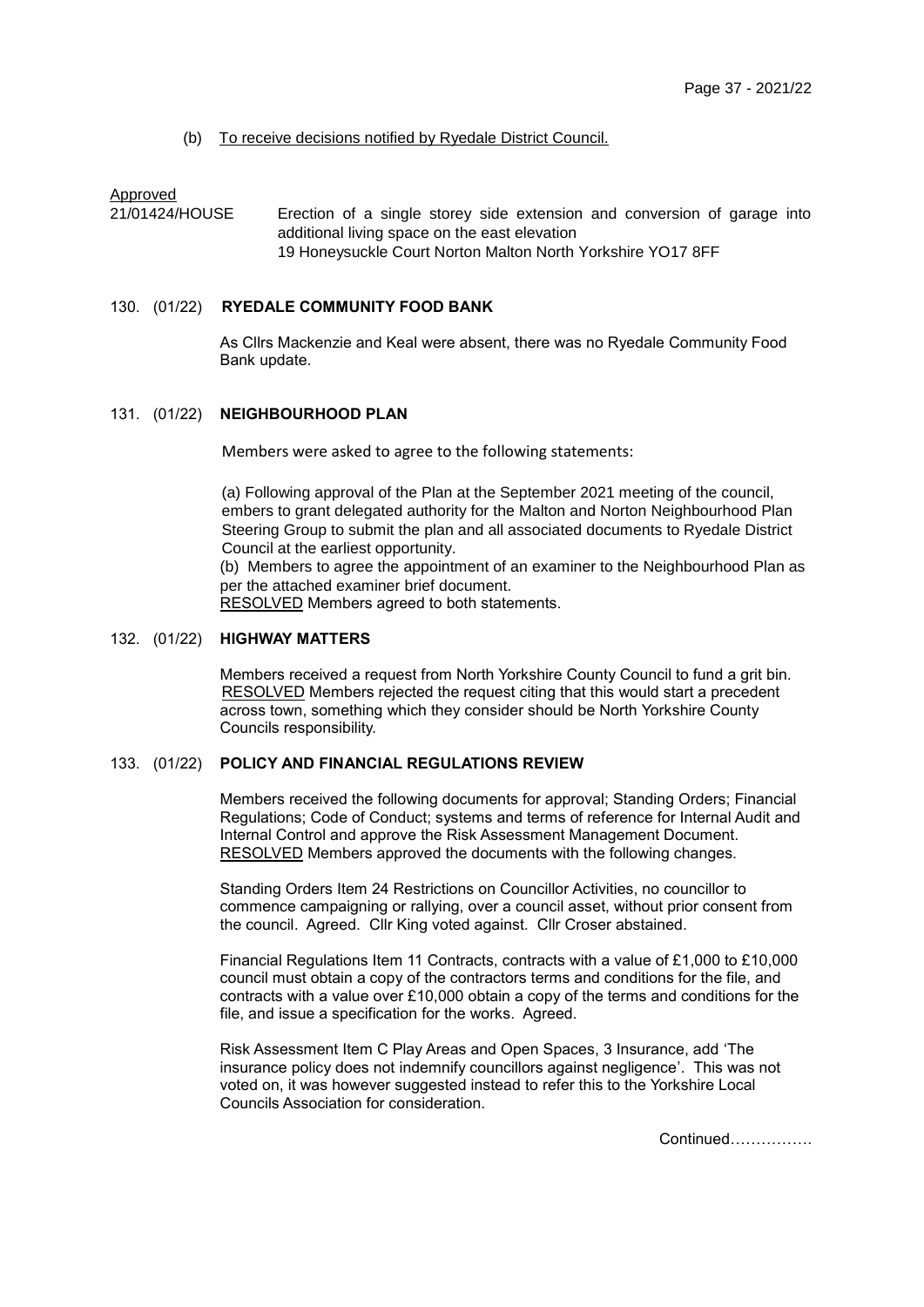(b) To receive decisions notified by Ryedale District Council.

Approved

21/01424/HOUSE Erection of a single storey side extension and conversion of garage into additional living space on the east elevation
19 Honeysuckle Court Norton Malton North Yorkshire YO17 8FF

130. (01/22) **RYEDALE COMMUNITY FOOD BANK**

As Cllrs Mackenzie and Keal were absent, there was no Ryedale Community Food Bank update.

131. (01/22) **NEIGHBOURHOOD PLAN**

Members were asked to agree to the following statements:

(a) Following approval of the Plan at the September 2021 meeting of the council, embers to grant delegated authority for the Malton and Norton Neighbourhood Plan Steering Group to submit the plan and all associated documents to Ryedale District Council at the earliest opportunity.

(b) Members to agree the appointment of an examiner to the Neighbourhood Plan as per the attached examiner brief document.

RESOLVED Members agreed to both statements.

132. (01/22) **HIGHWAY MATTERS**

Members received a request from North Yorkshire County Council to fund a grit bin. RESOLVED Members rejected the request citing that this would start a precedent across town, something which they consider should be North Yorkshire County Councils responsibility.

133. (01/22) **POLICY AND FINANCIAL REGULATIONS REVIEW**

Members received the following documents for approval; Standing Orders; Financial Regulations; Code of Conduct; systems and terms of reference for Internal Audit and Internal Control and approve the Risk Assessment Management Document.
RESOLVED Members approved the documents with the following changes.

Standing Orders Item 24 Restrictions on Councillor Activities, no councillor to commence campaigning or rallying, over a council asset, without prior consent from the council. Agreed. Cllr King voted against. Cllr Croser abstained.

Financial Regulations Item 11 Contracts, contracts with a value of £1,000 to £10,000 council must obtain a copy of the contractors terms and conditions for the file, and contracts with a value over £10,000 obtain a copy of the terms and conditions for the file, and issue a specification for the works. Agreed.

Risk Assessment Item C Play Areas and Open Spaces, 3 Insurance, add 'The insurance policy does not indemnify councillors against negligence'. This was not voted on, it was however suggested instead to refer this to the Yorkshire Local Councils Association for consideration.

Continued…………….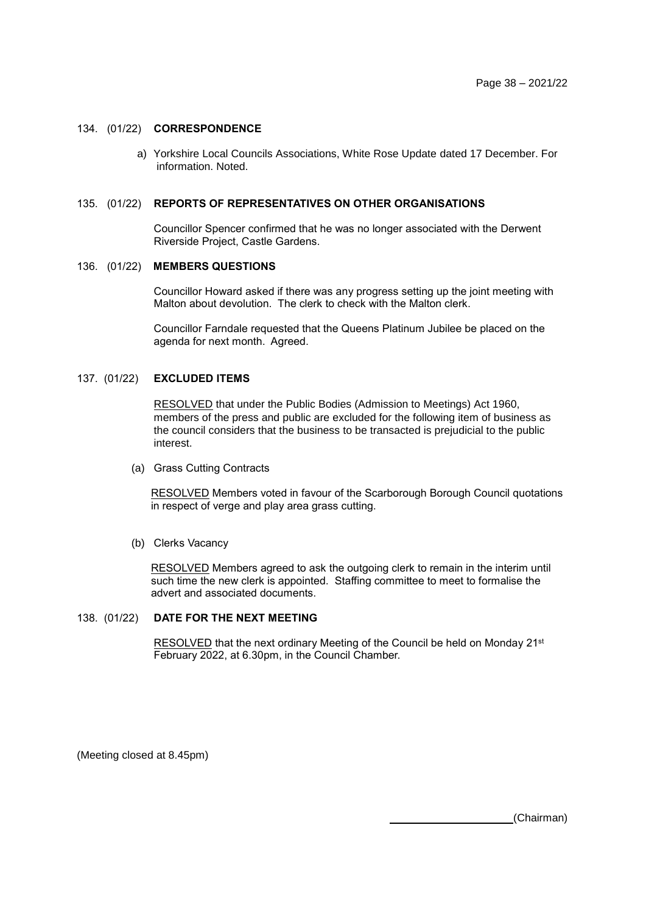134. (01/22) **CORRESPONDENCE**

a) Yorkshire Local Councils Associations, White Rose Update dated 17 December. For information. Noted.

135. (01/22) **REPORTS OF REPRESENTATIVES ON OTHER ORGANISATIONS**

Councillor Spencer confirmed that he was no longer associated with the Derwent Riverside Project, Castle Gardens.

136. (01/22) **MEMBERS QUESTIONS**

Councillor Howard asked if there was any progress setting up the joint meeting with Malton about devolution. The clerk to check with the Malton clerk.

Councillor Farndale requested that the Queens Platinum Jubilee be placed on the agenda for next month. Agreed.

137. (01/22) **EXCLUDED ITEMS**

RESOLVED that under the Public Bodies (Admission to Meetings) Act 1960, members of the press and public are excluded for the following item of business as the council considers that the business to be transacted is prejudicial to the public interest.

(a) Grass Cutting Contracts

RESOLVED Members voted in favour of the Scarborough Borough Council quotations in respect of verge and play area grass cutting.

(b) Clerks Vacancy

RESOLVED Members agreed to ask the outgoing clerk to remain in the interim until such time the new clerk is appointed. Staffing committee to meet to formalise the advert and associated documents.

138. (01/22) **DATE FOR THE NEXT MEETING**

RESOLVED that the next ordinary Meeting of the Council be held on Monday 21st February 2022, at 6.30pm, in the Council Chamber.

(Meeting closed at 8.45pm)

\_\_\_\_\_\_\_\_\_\_\_\_\_\_\_\_\_\_\_\_ (Chairman)